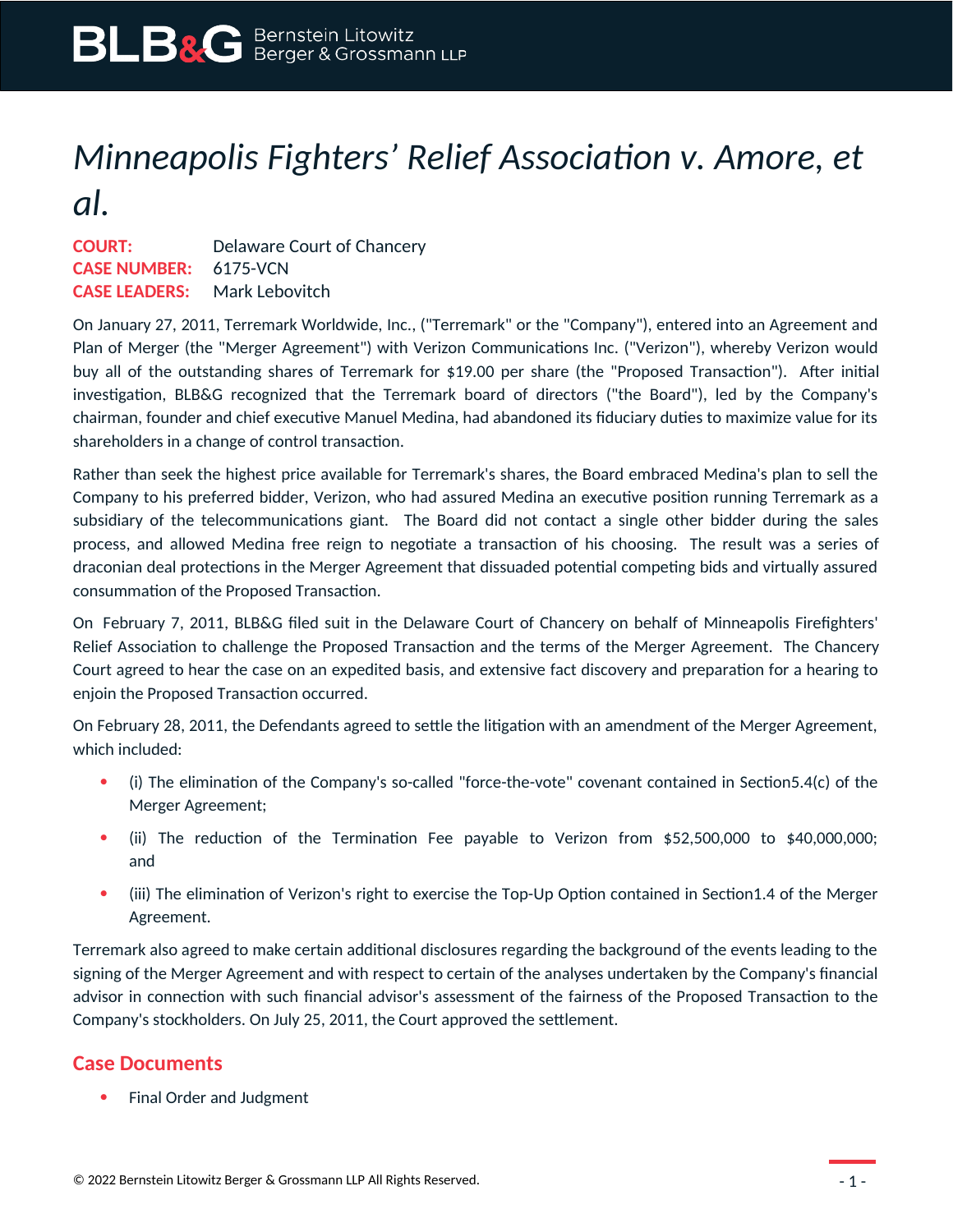# *Minneapolis Fighters' Relief Association v. Amore, et al.*

**COURT:** Delaware Court of Chancery
**CASE NUMBER:** 6175-VCN
**CASE LEADERS:** Mark Lebovitch

On January 27, 2011, Terremark Worldwide, Inc., ("Terremark" or the "Company"), entered into an Agreement and Plan of Merger (the "Merger Agreement") with Verizon Communications Inc. ("Verizon"), whereby Verizon would buy all of the outstanding shares of Terremark for $19.00 per share (the "Proposed Transaction"). After initial investigation, BLB&G recognized that the Terremark board of directors ("the Board"), led by the Company's chairman, founder and chief executive Manuel Medina, had abandoned its fiduciary duties to maximize value for its shareholders in a change of control transaction.

Rather than seek the highest price available for Terremark's shares, the Board embraced Medina's plan to sell the Company to his preferred bidder, Verizon, who had assured Medina an executive position running Terremark as a subsidiary of the telecommunications giant. The Board did not contact a single other bidder during the sales process, and allowed Medina free reign to negotiate a transaction of his choosing. The result was a series of draconian deal protections in the Merger Agreement that dissuaded potential competing bids and virtually assured consummation of the Proposed Transaction.

On February 7, 2011, BLB&G filed suit in the Delaware Court of Chancery on behalf of Minneapolis Firefighters' Relief Association to challenge the Proposed Transaction and the terms of the Merger Agreement. The Chancery Court agreed to hear the case on an expedited basis, and extensive fact discovery and preparation for a hearing to enjoin the Proposed Transaction occurred.

On February 28, 2011, the Defendants agreed to settle the litigation with an amendment of the Merger Agreement, which included:

- (i) The elimination of the Company's so-called "force-the-vote" covenant contained in Section5.4(c) of the Merger Agreement;
- (ii) The reduction of the Termination Fee payable to Verizon from $52,500,000 to $40,000,000; and
- (iii) The elimination of Verizon's right to exercise the Top-Up Option contained in Section1.4 of the Merger Agreement.

Terremark also agreed to make certain additional disclosures regarding the background of the events leading to the signing of the Merger Agreement and with respect to certain of the analyses undertaken by the Company's financial advisor in connection with such financial advisor's assessment of the fairness of the Proposed Transaction to the Company's stockholders. On July 25, 2011, the Court approved the settlement.

## Case Documents

- Final Order and Judgment

© 2022 Bernstein Litowitz Berger & Grossmann LLP All Rights Reserved.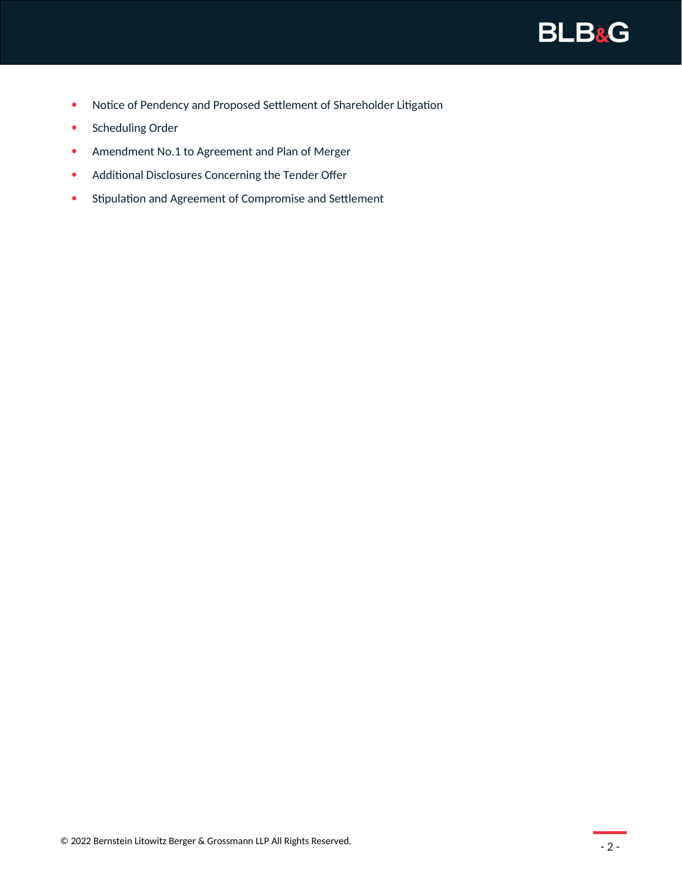- Notice of Pendency and Proposed Settlement of Shareholder Litigation
- Scheduling Order
- Amendment No.1 to Agreement and Plan of Merger
- Additional Disclosures Concerning the Tender Offer
- Stipulation and Agreement of Compromise and Settlement